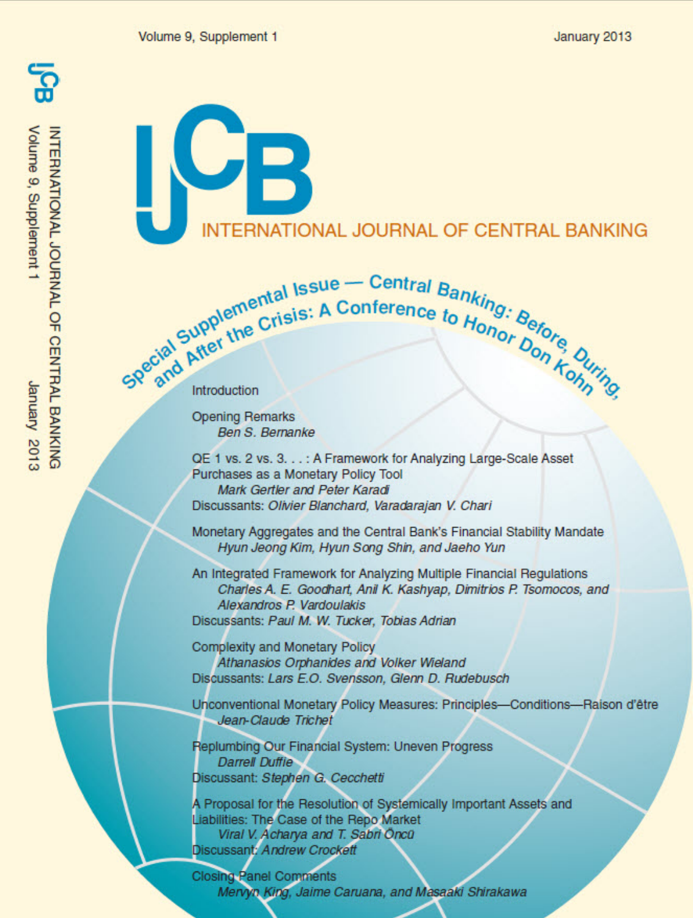Volume 9, Supplement 1 January 2013

# IJCB

## INTERNATIONAL JOURNAL OF CENTRAL BANKING

### Special Supplemental Issue — Central Banking: Before, During, and After the Crisis: A Conference to Honor Don Kohn

Introduction

Opening Remarks
*Ben S. Bernanke*

QE 1 vs. 2 vs. 3. . . : A Framework for Analyzing Large-Scale Asset Purchases as a Monetary Policy Tool
*Mark Gertler and Peter Karadi*
Discussants: *Olivier Blanchard, Varadarajan V. Chari*

Monetary Aggregates and the Central Bank's Financial Stability Mandate
*Hyun Jeong Kim, Hyun Song Shin, and Jaeho Yun*

An Integrated Framework for Analyzing Multiple Financial Regulations
*Charles A. E. Goodhart, Anil K. Kashyap, Dimitrios P. Tsomocos, and Alexandros P. Vardoulakis*
Discussants: *Paul M. W. Tucker, Tobias Adrian*

Complexity and Monetary Policy
*Athanasios Orphanides and Volker Wieland*
Discussants: *Lars E.O. Svensson, Glenn D. Rudebusch*

Unconventional Monetary Policy Measures: Principles—Conditions—Raison d'être
*Jean-Claude Trichet*

Replumbing Our Financial System: Uneven Progress
*Darrell Duffie*
Discussant: *Stephen G. Cecchetti*

A Proposal for the Resolution of Systemically Important Assets and Liabilities: The Case of the Repo Market
*Viral V. Acharya and T. Sabri Öncü*
Discussant: *Andrew Crockett*

Closing Panel Comments
*Mervyn King, Jaime Caruana, and Masaaki Shirakawa*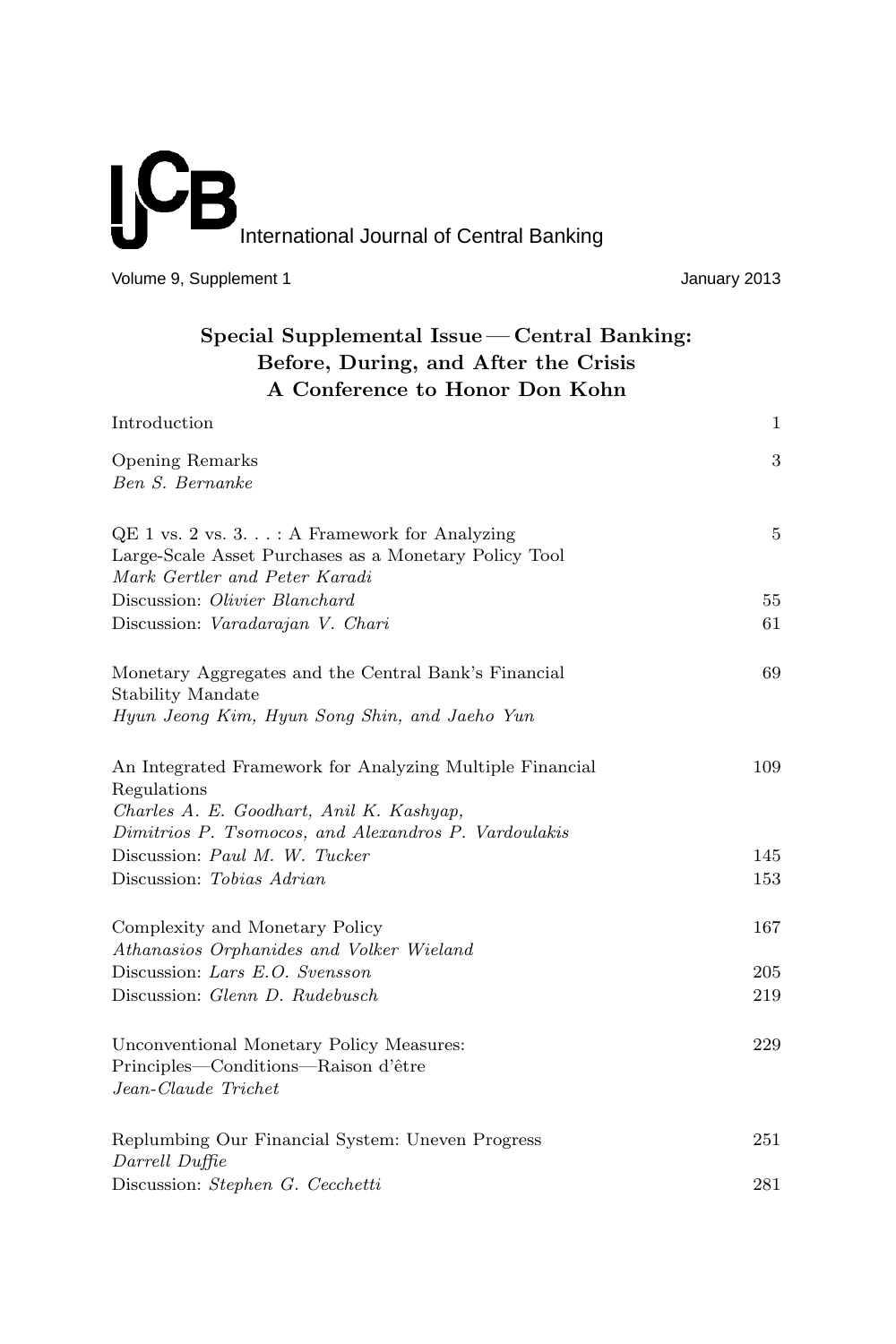# IJCB International Journal of Central Banking

Volume 9, Supplement 1 January 2013

## Special Supplemental Issue — Central Banking: Before, During, and After the Crisis
## A Conference to Honor Don Kohn

| | |
|---|---|
| Introduction | 1 |
| Opening Remarks<br>*Ben S. Bernanke* | 3 |
| QE 1 vs. 2 vs. 3. . . : A Framework for Analyzing Large-Scale Asset Purchases as a Monetary Policy Tool<br>*Mark Gertler and Peter Karadi* | 5 |
| Discussion: *Olivier Blanchard* | 55 |
| Discussion: *Varadarajan V. Chari* | 61 |
| Monetary Aggregates and the Central Bank's Financial Stability Mandate<br>*Hyun Jeong Kim, Hyun Song Shin, and Jaeho Yun* | 69 |
| An Integrated Framework for Analyzing Multiple Financial Regulations<br>*Charles A. E. Goodhart, Anil K. Kashyap, Dimitrios P. Tsomocos, and Alexandros P. Vardoulakis* | 109 |
| Discussion: *Paul M. W. Tucker* | 145 |
| Discussion: *Tobias Adrian* | 153 |
| Complexity and Monetary Policy<br>*Athanasios Orphanides and Volker Wieland* | 167 |
| Discussion: *Lars E.O. Svensson* | 205 |
| Discussion: *Glenn D. Rudebusch* | 219 |
| Unconventional Monetary Policy Measures: Principles—Conditions—Raison d'être<br>*Jean-Claude Trichet* | 229 |
| Replumbing Our Financial System: Uneven Progress<br>*Darrell Duffie* | 251 |
| Discussion: *Stephen G. Cecchetti* | 281 |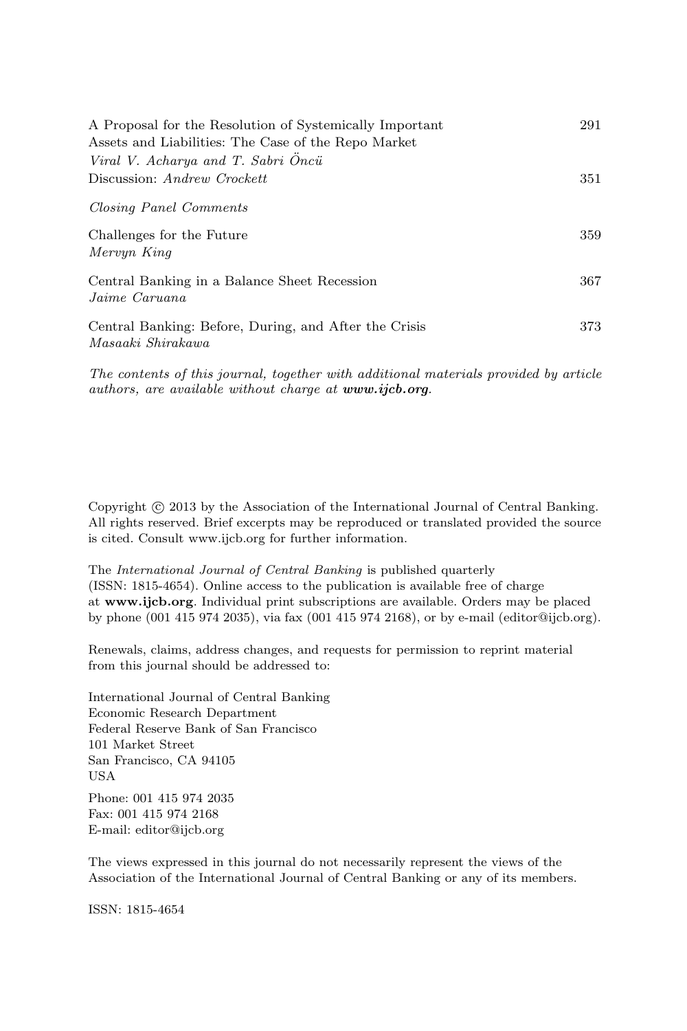A Proposal for the Resolution of Systemically Important Assets and Liabilities: The Case of the Repo Market 291
*Viral V. Acharya and T. Sabri Öncü*
Discussion: *Andrew Crockett* 351

*Closing Panel Comments*

Challenges for the Future 359
*Mervyn King*

Central Banking in a Balance Sheet Recession 367
*Jaime Caruana*

Central Banking: Before, During, and After the Crisis 373
*Masaaki Shirakawa*

*The contents of this journal, together with additional materials provided by article authors, are available without charge at* ***www.ijcb.org****.*

Copyright © 2013 by the Association of the International Journal of Central Banking. All rights reserved. Brief excerpts may be reproduced or translated provided the source is cited. Consult www.ijcb.org for further information.

The *International Journal of Central Banking* is published quarterly (ISSN: 1815-4654). Online access to the publication is available free of charge at **www.ijcb.org**. Individual print subscriptions are available. Orders may be placed by phone (001 415 974 2035), via fax (001 415 974 2168), or by e-mail (editor@ijcb.org).

Renewals, claims, address changes, and requests for permission to reprint material from this journal should be addressed to:

International Journal of Central Banking
Economic Research Department
Federal Reserve Bank of San Francisco
101 Market Street
San Francisco, CA 94105
USA

Phone: 001 415 974 2035
Fax: 001 415 974 2168
E-mail: editor@ijcb.org

The views expressed in this journal do not necessarily represent the views of the Association of the International Journal of Central Banking or any of its members.

ISSN: 1815-4654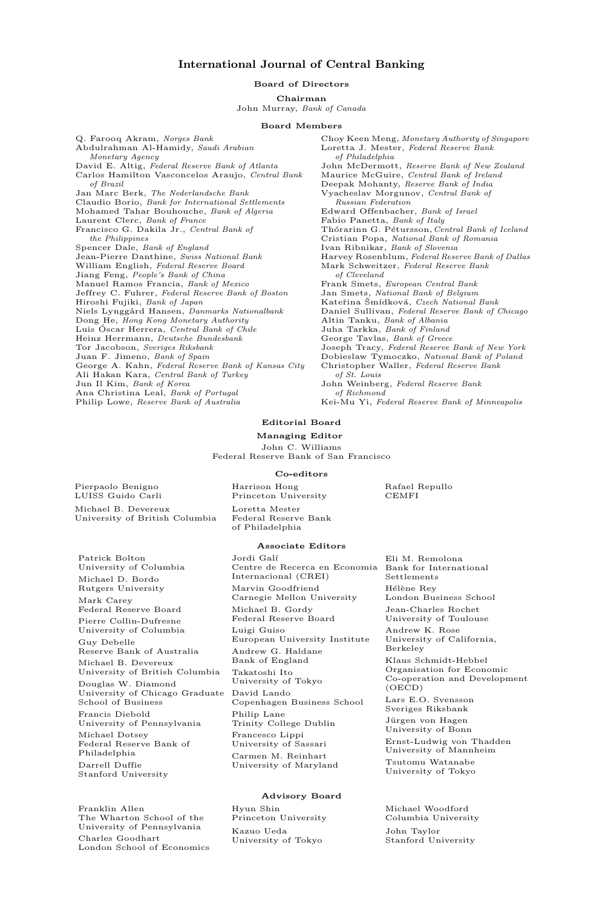# International Journal of Central Banking

## Board of Directors

### Chairman

John Murray, *Bank of Canada*

### Board Members

Q. Farooq Akram, *Norges Bank*
Abdulrahman Al-Hamidy, *Saudi Arabian Monetary Agency*
David E. Altig, *Federal Reserve Bank of Atlanta*
Carlos Hamilton Vasconcelos Araujo, *Central Bank of Brazil*
Jan Marc Berk, *The Nederlandsche Bank*
Claudio Borio, *Bank for International Settlements*
Mohamed Tahar Bouhouche, *Bank of Algeria*
Laurent Clerc, *Bank of France*
Francisco G. Dakila Jr., *Central Bank of the Philippines*
Spencer Dale, *Bank of England*
Jean-Pierre Danthine, *Swiss National Bank*
William English, *Federal Reserve Board*
Jiang Feng, *People's Bank of China*
Manuel Ramos Francia, *Bank of Mexico*
Jeffrey C. Fuhrer, *Federal Reserve Bank of Boston*
Hiroshi Fujiki, *Bank of Japan*
Niels Lynggård Hansen, *Danmarks Nationalbank*
Dong He, *Hong Kong Monetary Authority*
Luis Óscar Herrera, *Central Bank of Chile*
Heinz Herrmann, *Deutsche Bundesbank*
Tor Jacobson, *Sveriges Riksbank*
Juan F. Jimeno, *Bank of Spain*
George A. Kahn, *Federal Reserve Bank of Kansas City*
Ali Hakan Kara, *Central Bank of Turkey*
Jun Il Kim, *Bank of Korea*
Ana Christina Leal, *Bank of Portugal*
Philip Lowe, *Reserve Bank of Australia*
Choy Keen Meng, *Monetary Authority of Singapore*
Loretta J. Mester, *Federal Reserve Bank of Philadelphia*
John McDermott, *Reserve Bank of New Zealand*
Maurice McGuire, *Central Bank of Ireland*
Deepak Mohanty, *Reserve Bank of India*
Vyacheslav Morgunov, *Central Bank of Russian Federation*
Edward Offenbacher, *Bank of Israel*
Fabio Panetta, *Bank of Italy*
Thórarinn G. Pétursson, *Central Bank of Iceland*
Cristian Popa, *National Bank of Romania*
Ivan Ribnikar, *Bank of Slovenia*
Harvey Rosenblum, *Federal Reserve Bank of Dallas*
Mark Schweitzer, *Federal Reserve Bank of Cleveland*
Frank Smets, *European Central Bank*
Jan Smets, *National Bank of Belgium*
Kateřina Šmídková, *Czech National Bank*
Daniel Sullivan, *Federal Reserve Bank of Chicago*
Altin Tanku, *Bank of Albania*
Juha Tarkka, *Bank of Finland*
George Tavlas, *Bank of Greece*
Joseph Tracy, *Federal Reserve Bank of New York*
Dobieslaw Tymoczko, *National Bank of Poland*
Christopher Waller, *Federal Reserve Bank of St. Louis*
John Weinberg, *Federal Reserve Bank of Richmond*
Kei-Mu Yi, *Federal Reserve Bank of Minneapolis*

## Editorial Board

### Managing Editor

John C. Williams
Federal Reserve Bank of San Francisco

### Co-editors

Pierpaolo Benigno
LUISS Guido Carli

Michael B. Devereux
University of British Columbia

Harrison Hong
Princeton University

Loretta Mester
Federal Reserve Bank of Philadelphia

Rafael Repullo
CEMFI

### Associate Editors

Patrick Bolton
University of Columbia

Michael D. Bordo
Rutgers University

Mark Carey
Federal Reserve Board

Pierre Collin-Dufresne
University of Columbia

Guy Debelle
Reserve Bank of Australia

Michael B. Devereux
University of British Columbia

Douglas W. Diamond
University of Chicago Graduate School of Business

Francis Diebold
University of Pennsylvania

Michael Dotsey
Federal Reserve Bank of Philadelphia

Darrell Duffie
Stanford University

Jordi Galí
Centre de Recerca en Economia Internacional (CREI)

Marvin Goodfriend
Carnegie Mellon University

Michael B. Gordy
Federal Reserve Board

Luigi Guiso
European University Institute

Andrew G. Haldane
Bank of England

Takatoshi Ito
University of Tokyo

David Lando
Copenhagen Business School

Philip Lane
Trinity College Dublin

Francesco Lippi
University of Sassari

Carmen M. Reinhart
University of Maryland

Eli M. Remolona
Bank for International Settlements

Hélène Rey
London Business School

Jean-Charles Rochet
University of Toulouse

Andrew K. Rose
University of California, Berkeley

Klaus Schmidt-Hebbel
Organisation for Economic Co-operation and Development (OECD)

Lars E.O. Svensson
Sveriges Riksbank

Jürgen von Hagen
University of Bonn

Ernst-Ludwig von Thadden
University of Mannheim

Tsutomu Watanabe
University of Tokyo

### Advisory Board

Franklin Allen
The Wharton School of the University of Pennsylvania

Charles Goodhart
London School of Economics

Hyun Shin
Princeton University

Kazuo Ueda
University of Tokyo

Michael Woodford
Columbia University

John Taylor
Stanford University